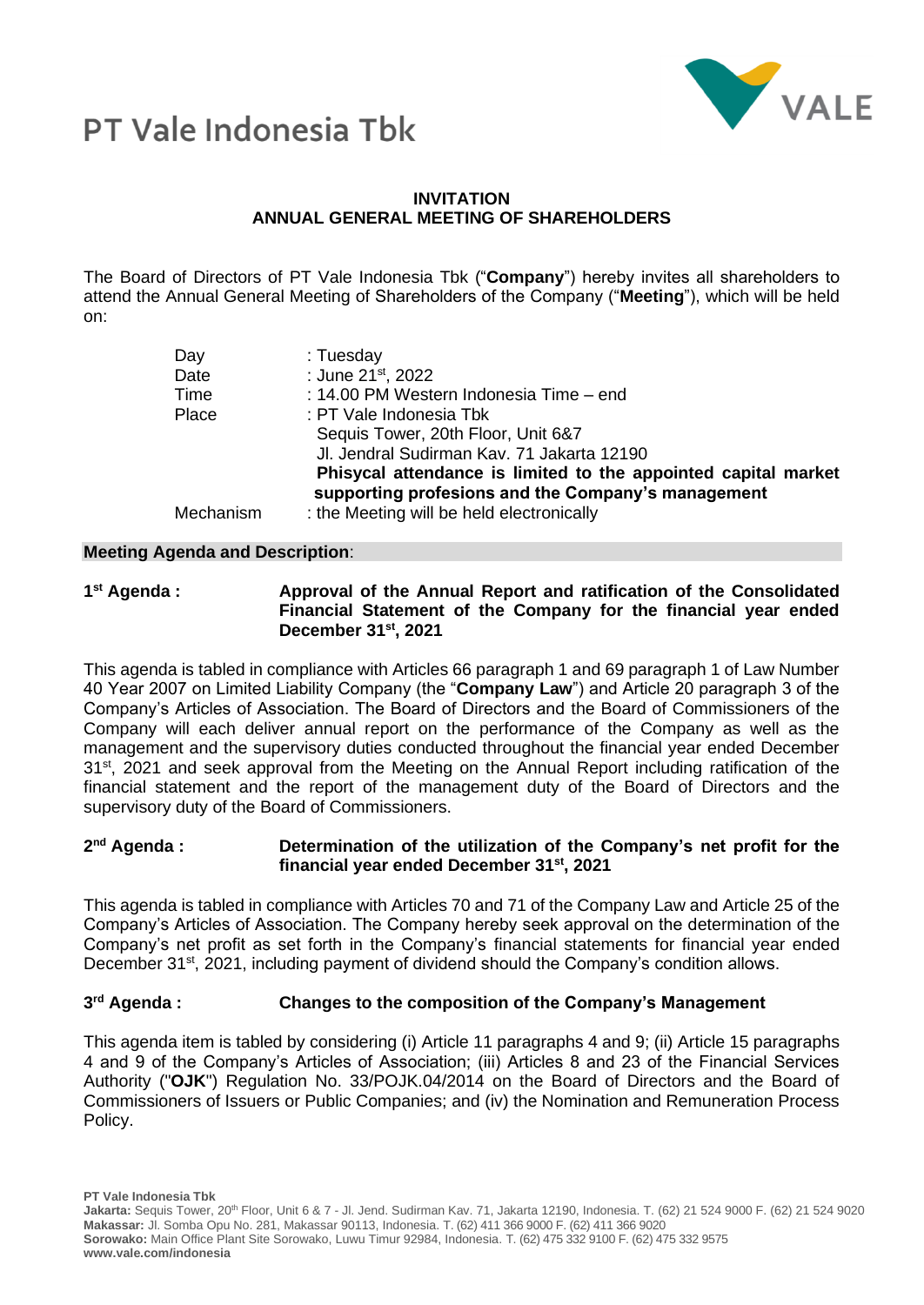# PT Vale Indonesia Tbk

**INVITATION**
**ANNUAL GENERAL MEETING OF SHAREHOLDERS**

The Board of Directors of PT Vale Indonesia Tbk ("**Company**") hereby invites all shareholders to attend the Annual General Meeting of Shareholders of the Company ("**Meeting**"), which will be held on:

| | |
|---|---|
| Day | : Tuesday |
| Date | : June 21st, 2022 |
| Time | : 14.00 PM Western Indonesia Time – end |
| Place | : PT Vale Indonesia Tbk<br>Sequis Tower, 20th Floor, Unit 6&7<br>Jl. Jendral Sudirman Kav. 71 Jakarta 12190<br>**Phisycal attendance is limited to the appointed capital market supporting profesions and the Company's management** |
| Mechanism | : the Meeting will be held electronically |

**Meeting Agenda and Description**:

**1st Agenda : Approval of the Annual Report and ratification of the Consolidated Financial Statement of the Company for the financial year ended December 31st, 2021**

This agenda is tabled in compliance with Articles 66 paragraph 1 and 69 paragraph 1 of Law Number 40 Year 2007 on Limited Liability Company (the "**Company Law**") and Article 20 paragraph 3 of the Company's Articles of Association. The Board of Directors and the Board of Commissioners of the Company will each deliver annual report on the performance of the Company as well as the management and the supervisory duties conducted throughout the financial year ended December 31st, 2021 and seek approval from the Meeting on the Annual Report including ratification of the financial statement and the report of the management duty of the Board of Directors and the supervisory duty of the Board of Commissioners.

**2nd Agenda : Determination of the utilization of the Company's net profit for the financial year ended December 31st, 2021**

This agenda is tabled in compliance with Articles 70 and 71 of the Company Law and Article 25 of the Company's Articles of Association. The Company hereby seek approval on the determination of the Company's net profit as set forth in the Company's financial statements for financial year ended December 31st, 2021, including payment of dividend should the Company's condition allows.

**3rd Agenda : Changes to the composition of the Company's Management**

This agenda item is tabled by considering (i) Article 11 paragraphs 4 and 9; (ii) Article 15 paragraphs 4 and 9 of the Company's Articles of Association; (iii) Articles 8 and 23 of the Financial Services Authority ("**OJK**") Regulation No. 33/POJK.04/2014 on the Board of Directors and the Board of Commissioners of Issuers or Public Companies; and (iv) the Nomination and Remuneration Process Policy.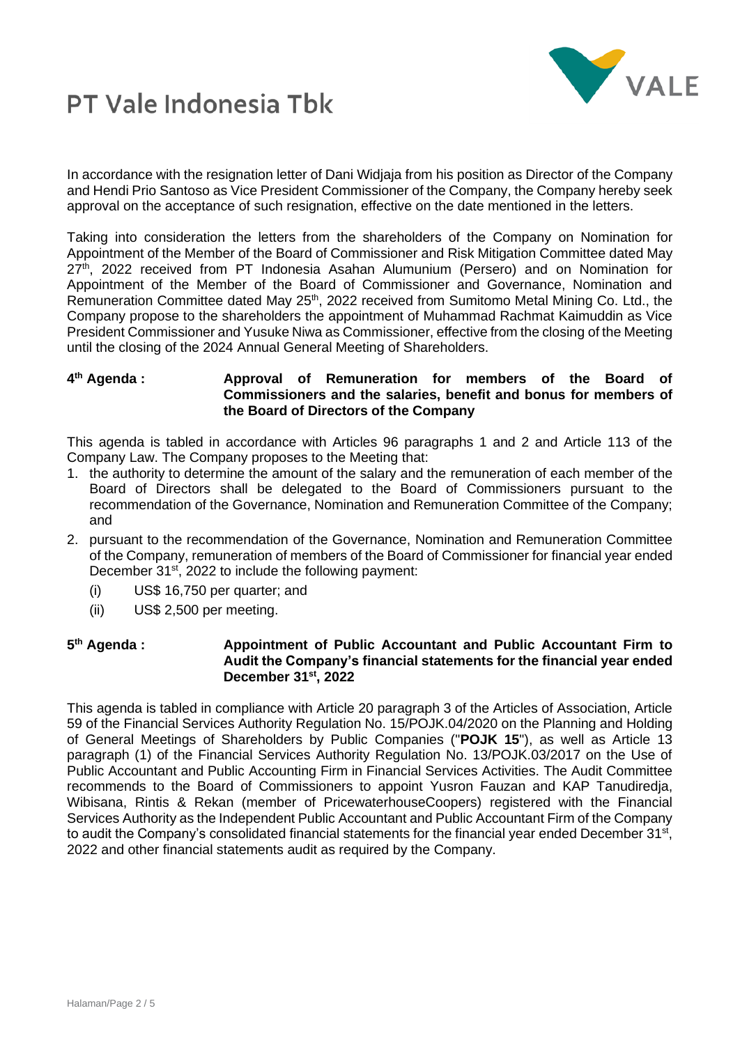In accordance with the resignation letter of Dani Widjaja from his position as Director of the Company and Hendi Prio Santoso as Vice President Commissioner of the Company, the Company hereby seek approval on the acceptance of such resignation, effective on the date mentioned in the letters.

Taking into consideration the letters from the shareholders of the Company on Nomination for Appointment of the Member of the Board of Commissioner and Risk Mitigation Committee dated May 27th, 2022 received from PT Indonesia Asahan Alumunium (Persero) and on Nomination for Appointment of the Member of the Board of Commissioner and Governance, Nomination and Remuneration Committee dated May 25th, 2022 received from Sumitomo Metal Mining Co. Ltd., the Company propose to the shareholders the appointment of Muhammad Rachmat Kaimuddin as Vice President Commissioner and Yusuke Niwa as Commissioner, effective from the closing of the Meeting until the closing of the 2024 Annual General Meeting of Shareholders.

**4th Agenda : Approval of Remuneration for members of the Board of Commissioners and the salaries, benefit and bonus for members of the Board of Directors of the Company**

This agenda is tabled in accordance with Articles 96 paragraphs 1 and 2 and Article 113 of the Company Law. The Company proposes to the Meeting that:

1. the authority to determine the amount of the salary and the remuneration of each member of the Board of Directors shall be delegated to the Board of Commissioners pursuant to the recommendation of the Governance, Nomination and Remuneration Committee of the Company; and
2. pursuant to the recommendation of the Governance, Nomination and Remuneration Committee of the Company, remuneration of members of the Board of Commissioner for financial year ended December 31st, 2022 to include the following payment:
   (i) US$ 16,750 per quarter; and
   (ii) US$ 2,500 per meeting.

**5th Agenda : Appointment of Public Accountant and Public Accountant Firm to Audit the Company's financial statements for the financial year ended December 31st, 2022**

This agenda is tabled in compliance with Article 20 paragraph 3 of the Articles of Association, Article 59 of the Financial Services Authority Regulation No. 15/POJK.04/2020 on the Planning and Holding of General Meetings of Shareholders by Public Companies ("**POJK 15**"), as well as Article 13 paragraph (1) of the Financial Services Authority Regulation No. 13/POJK.03/2017 on the Use of Public Accountant and Public Accounting Firm in Financial Services Activities. The Audit Committee recommends to the Board of Commissioners to appoint Yusron Fauzan and KAP Tanudiredja, Wibisana, Rintis & Rekan (member of PricewaterhouseCoopers) registered with the Financial Services Authority as the Independent Public Accountant and Public Accountant Firm of the Company to audit the Company's consolidated financial statements for the financial year ended December 31st, 2022 and other financial statements audit as required by the Company.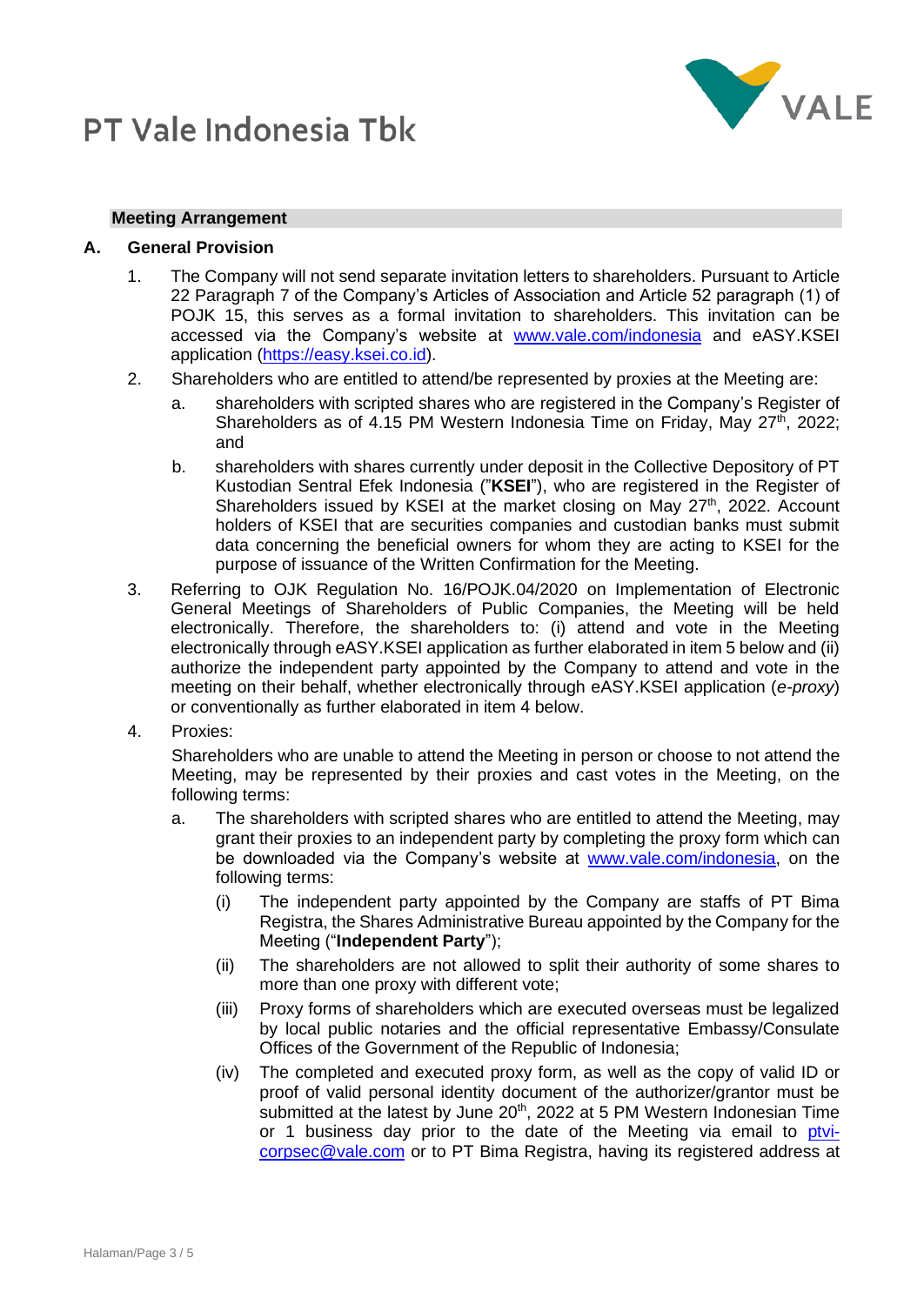**Meeting Arrangement**

**A. General Provision**

1. The Company will not send separate invitation letters to shareholders. Pursuant to Article 22 Paragraph 7 of the Company's Articles of Association and Article 52 paragraph (1) of POJK 15, this serves as a formal invitation to shareholders. This invitation can be accessed via the Company's website at www.vale.com/indonesia and eASY.KSEI application (https://easy.ksei.co.id).

2. Shareholders who are entitled to attend/be represented by proxies at the Meeting are:

   a. shareholders with scripted shares who are registered in the Company's Register of Shareholders as of 4.15 PM Western Indonesia Time on Friday, May 27th, 2022; and

   b. shareholders with shares currently under deposit in the Collective Depository of PT Kustodian Sentral Efek Indonesia ("**KSEI**"), who are registered in the Register of Shareholders issued by KSEI at the market closing on May 27th, 2022. Account holders of KSEI that are securities companies and custodian banks must submit data concerning the beneficial owners for whom they are acting to KSEI for the purpose of issuance of the Written Confirmation for the Meeting.

3. Referring to OJK Regulation No. 16/POJK.04/2020 on Implementation of Electronic General Meetings of Shareholders of Public Companies, the Meeting will be held electronically. Therefore, the shareholders to: (i) attend and vote in the Meeting electronically through eASY.KSEI application as further elaborated in item 5 below and (ii) authorize the independent party appointed by the Company to attend and vote in the meeting on their behalf, whether electronically through eASY.KSEI application (*e-proxy*) or conventionally as further elaborated in item 4 below.

4. Proxies:

   Shareholders who are unable to attend the Meeting in person or choose to not attend the Meeting, may be represented by their proxies and cast votes in the Meeting, on the following terms:

   a. The shareholders with scripted shares who are entitled to attend the Meeting, may grant their proxies to an independent party by completing the proxy form which can be downloaded via the Company's website at www.vale.com/indonesia, on the following terms:

      (i) The independent party appointed by the Company are staffs of PT Bima Registra, the Shares Administrative Bureau appointed by the Company for the Meeting ("**Independent Party**");

      (ii) The shareholders are not allowed to split their authority of some shares to more than one proxy with different vote;

      (iii) Proxy forms of shareholders which are executed overseas must be legalized by local public notaries and the official representative Embassy/Consulate Offices of the Government of the Republic of Indonesia;

      (iv) The completed and executed proxy form, as well as the copy of valid ID or proof of valid personal identity document of the authorizer/grantor must be submitted at the latest by June 20th, 2022 at 5 PM Western Indonesian Time or 1 business day prior to the date of the Meeting via email to ptvi-corpsec@vale.com or to PT Bima Registra, having its registered address at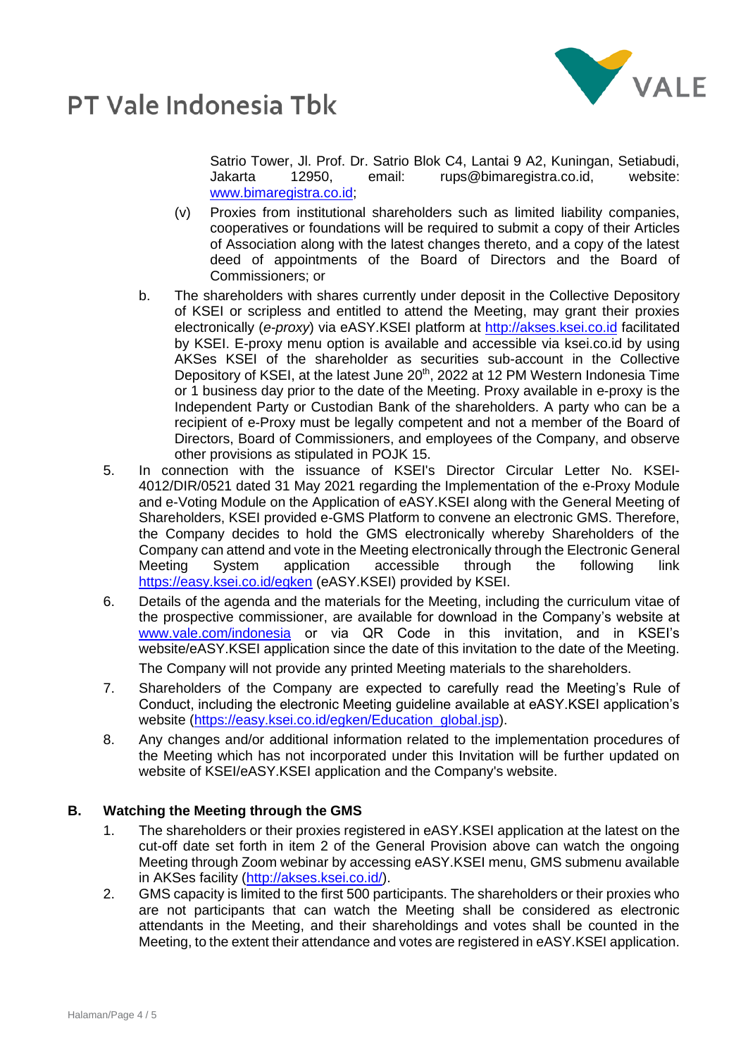Satrio Tower, Jl. Prof. Dr. Satrio Blok C4, Lantai 9 A2, Kuningan, Setiabudi, Jakarta 12950, email: rups@bimaregistra.co.id, website: www.bimaregistra.co.id;

(v) Proxies from institutional shareholders such as limited liability companies, cooperatives or foundations will be required to submit a copy of their Articles of Association along with the latest changes thereto, and a copy of the latest deed of appointments of the Board of Directors and the Board of Commissioners; or

b. The shareholders with shares currently under deposit in the Collective Depository of KSEI or scripless and entitled to attend the Meeting, may grant their proxies electronically (*e-proxy*) via eASY.KSEI platform at http://akses.ksei.co.id facilitated by KSEI. E-proxy menu option is available and accessible via ksei.co.id by using AKSes KSEI of the shareholder as securities sub-account in the Collective Depository of KSEI, at the latest June 20th, 2022 at 12 PM Western Indonesia Time or 1 business day prior to the date of the Meeting. Proxy available in e-proxy is the Independent Party or Custodian Bank of the shareholders. A party who can be a recipient of e-Proxy must be legally competent and not a member of the Board of Directors, Board of Commissioners, and employees of the Company, and observe other provisions as stipulated in POJK 15.

5. In connection with the issuance of KSEI's Director Circular Letter No. KSEI-4012/DIR/0521 dated 31 May 2021 regarding the Implementation of the e-Proxy Module and e-Voting Module on the Application of eASY.KSEI along with the General Meeting of Shareholders, KSEI provided e-GMS Platform to convene an electronic GMS. Therefore, the Company decides to hold the GMS electronically whereby Shareholders of the Company can attend and vote in the Meeting electronically through the Electronic General Meeting System application accessible through the following link https://easy.ksei.co.id/egken (eASY.KSEI) provided by KSEI.

6. Details of the agenda and the materials for the Meeting, including the curriculum vitae of the prospective commissioner, are available for download in the Company's website at www.vale.com/indonesia or via QR Code in this invitation, and in KSEI's website/eASY.KSEI application since the date of this invitation to the date of the Meeting.

   The Company will not provide any printed Meeting materials to the shareholders.

7. Shareholders of the Company are expected to carefully read the Meeting's Rule of Conduct, including the electronic Meeting guideline available at eASY.KSEI application's website (https://easy.ksei.co.id/egken/Education_global.jsp).

8. Any changes and/or additional information related to the implementation procedures of the Meeting which has not incorporated under this Invitation will be further updated on website of KSEI/eASY.KSEI application and the Company's website.

## B. Watching the Meeting through the GMS

1. The shareholders or their proxies registered in eASY.KSEI application at the latest on the cut-off date set forth in item 2 of the General Provision above can watch the ongoing Meeting through Zoom webinar by accessing eASY.KSEI menu, GMS submenu available in AKSes facility (http://akses.ksei.co.id/).

2. GMS capacity is limited to the first 500 participants. The shareholders or their proxies who are not participants that can watch the Meeting shall be considered as electronic attendants in the Meeting, and their shareholdings and votes shall be counted in the Meeting, to the extent their attendance and votes are registered in eASY.KSEI application.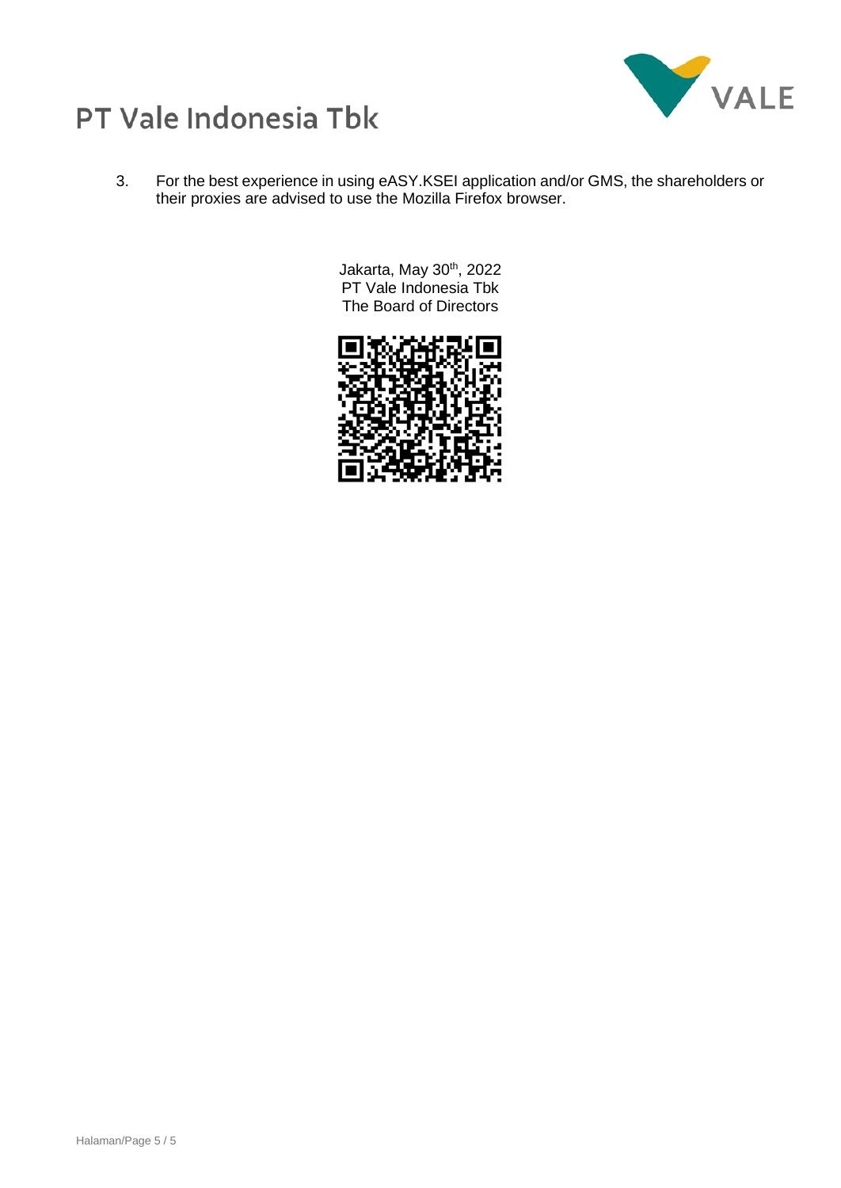3. For the best experience in using eASY.KSEI application and/or GMS, the shareholders or their proxies are advised to use the Mozilla Firefox browser.

Jakarta, May 30th, 2022
PT Vale Indonesia Tbk
The Board of Directors